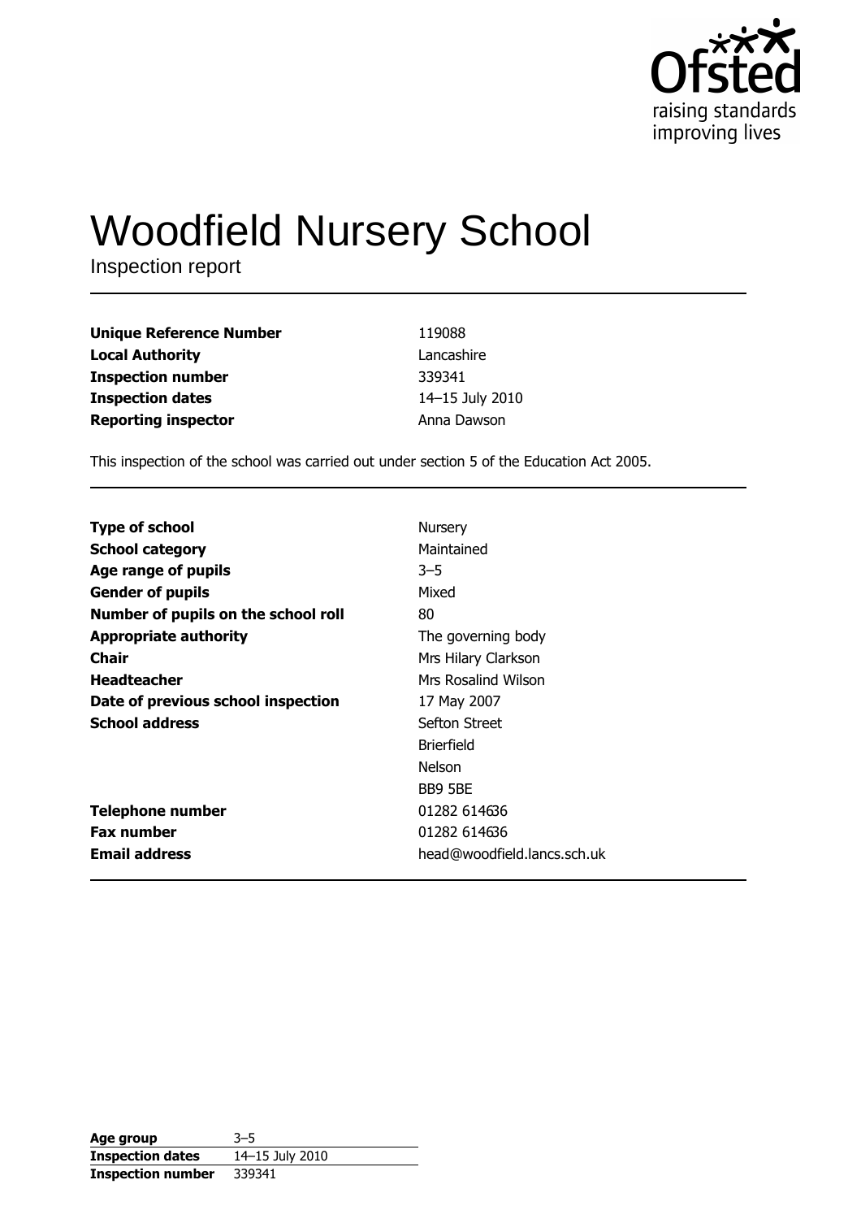# Woodfield Nursery School

Inspection report

| | |
|---|---|
| **Unique Reference Number** | 119088 |
| **Local Authority** | Lancashire |
| **Inspection number** | 339341 |
| **Inspection dates** | 14–15 July 2010 |
| **Reporting inspector** | Anna Dawson |

This inspection of the school was carried out under section 5 of the Education Act 2005.

| | |
|---|---|
| **Type of school** | Nursery |
| **School category** | Maintained |
| **Age range of pupils** | 3–5 |
| **Gender of pupils** | Mixed |
| **Number of pupils on the school roll** | 80 |
| **Appropriate authority** | The governing body |
| **Chair** | Mrs Hilary Clarkson |
| **Headteacher** | Mrs Rosalind Wilson |
| **Date of previous school inspection** | 17 May 2007 |
| **School address** | Sefton Street<br>Brierfield<br>Nelson<br>BB9 5BE |
| **Telephone number** | 01282 614636 |
| **Fax number** | 01282 614636 |
| **Email address** | head@woodfield.lancs.sch.uk |

| | |
|---|---|
| **Age group** | 3–5 |
| **Inspection dates** | 14–15 July 2010 |
| **Inspection number** | 339341 |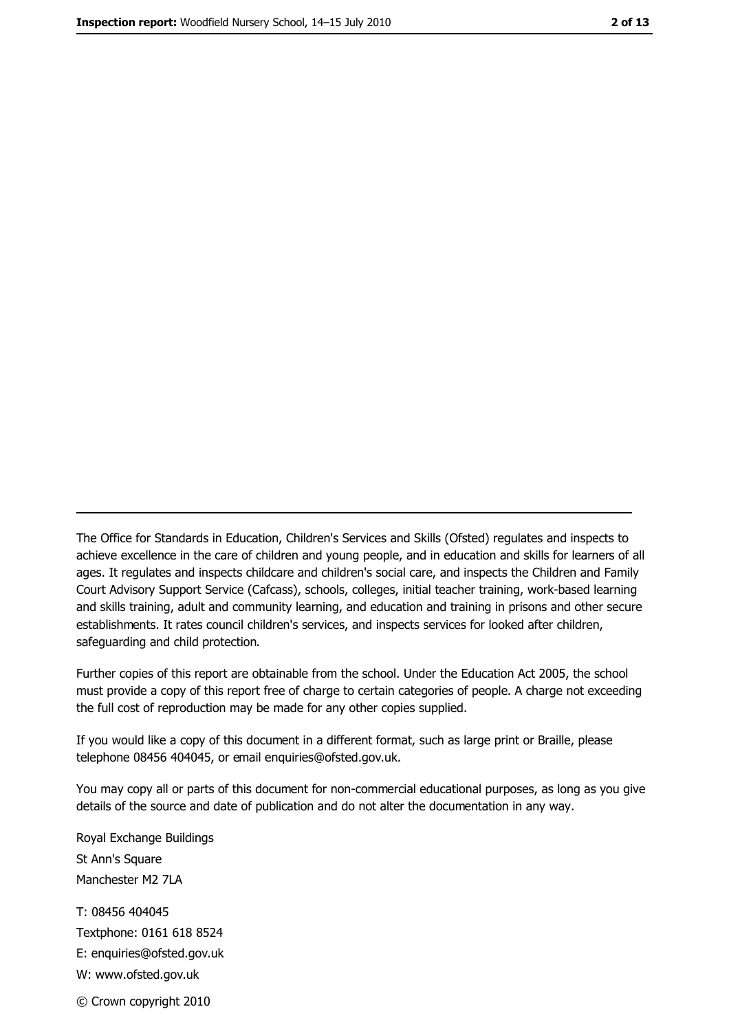---

The Office for Standards in Education, Children's Services and Skills (Ofsted) regulates and inspects to achieve excellence in the care of children and young people, and in education and skills for learners of all ages. It regulates and inspects childcare and children's social care, and inspects the Children and Family Court Advisory Support Service (Cafcass), schools, colleges, initial teacher training, work-based learning and skills training, adult and community learning, and education and training in prisons and other secure establishments. It rates council children's services, and inspects services for looked after children, safeguarding and child protection.

Further copies of this report are obtainable from the school. Under the Education Act 2005, the school must provide a copy of this report free of charge to certain categories of people. A charge not exceeding the full cost of reproduction may be made for any other copies supplied.

If you would like a copy of this document in a different format, such as large print or Braille, please telephone 08456 404045, or email enquiries@ofsted.gov.uk.

You may copy all or parts of this document for non-commercial educational purposes, as long as you give details of the source and date of publication and do not alter the documentation in any way.

Royal Exchange Buildings
St Ann's Square
Manchester M2 7LA

T: 08456 404045
Textphone: 0161 618 8524
E: enquiries@ofsted.gov.uk
W: www.ofsted.gov.uk

© Crown copyright 2010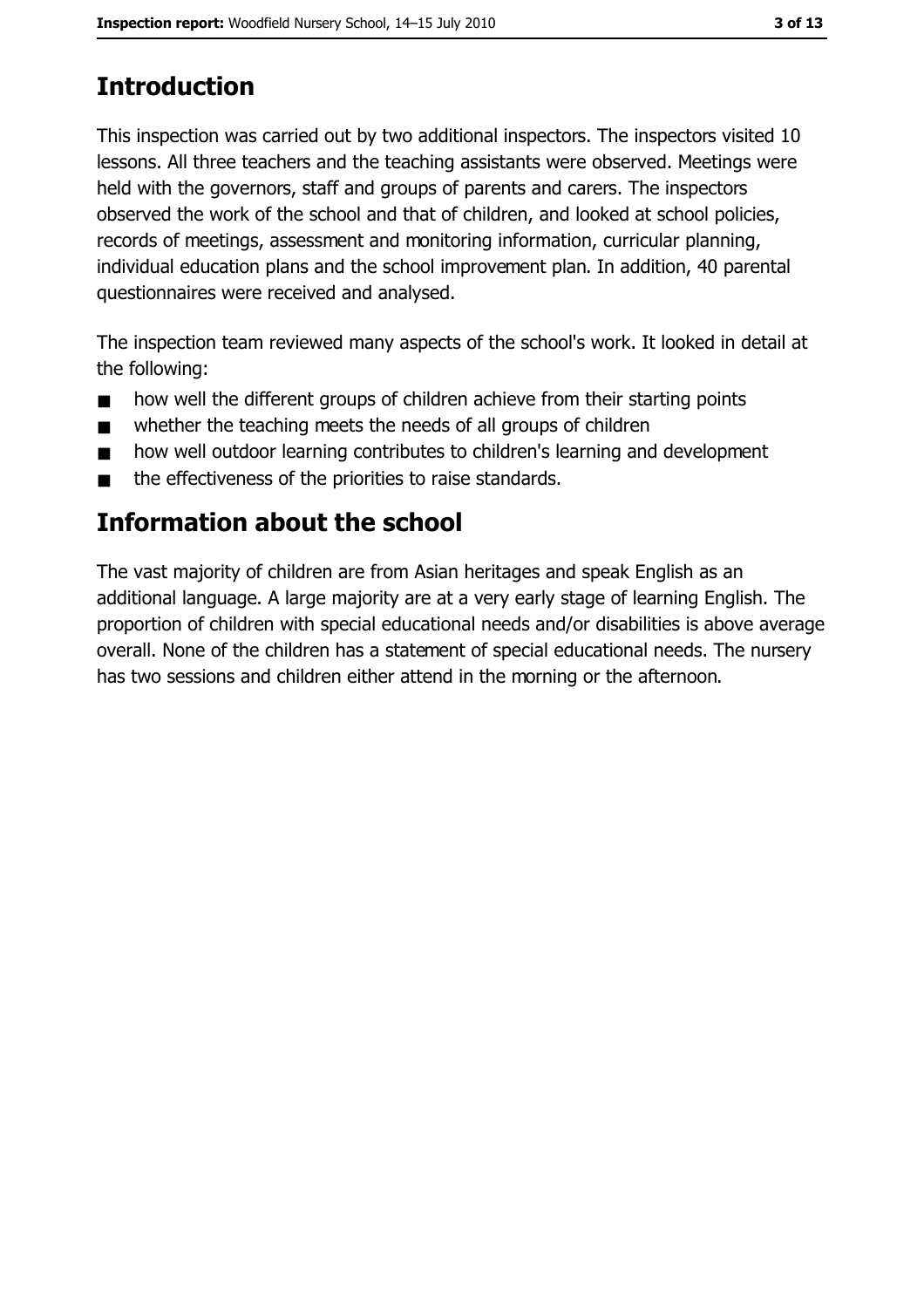## Introduction

This inspection was carried out by two additional inspectors. The inspectors visited 10 lessons. All three teachers and the teaching assistants were observed. Meetings were held with the governors, staff and groups of parents and carers. The inspectors observed the work of the school and that of children, and looked at school policies, records of meetings, assessment and monitoring information, curricular planning, individual education plans and the school improvement plan. In addition, 40 parental questionnaires were received and analysed.

The inspection team reviewed many aspects of the school's work. It looked in detail at the following:

- how well the different groups of children achieve from their starting points
- whether the teaching meets the needs of all groups of children
- how well outdoor learning contributes to children's learning and development
- the effectiveness of the priorities to raise standards.

## Information about the school

The vast majority of children are from Asian heritages and speak English as an additional language. A large majority are at a very early stage of learning English. The proportion of children with special educational needs and/or disabilities is above average overall. None of the children has a statement of special educational needs. The nursery has two sessions and children either attend in the morning or the afternoon.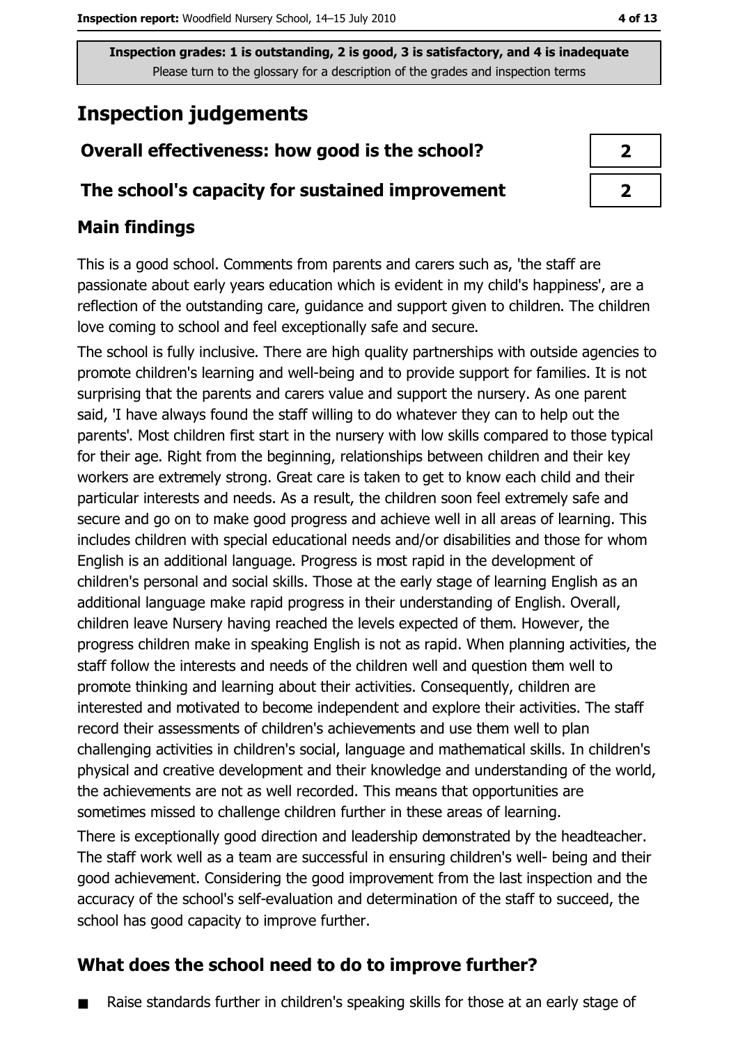Inspection grades: 1 is outstanding, 2 is good, 3 is satisfactory, and 4 is inadequate
Please turn to the glossary for a description of the grades and inspection terms

# Inspection judgements

| Overall effectiveness: how good is the school? | 2 |
|---|---|
| The school's capacity for sustained improvement | 2 |

## Main findings

This is a good school. Comments from parents and carers such as, 'the staff are passionate about early years education which is evident in my child's happiness', are a reflection of the outstanding care, guidance and support given to children. The children love coming to school and feel exceptionally safe and secure.

The school is fully inclusive. There are high quality partnerships with outside agencies to promote children's learning and well-being and to provide support for families. It is not surprising that the parents and carers value and support the nursery. As one parent said, 'I have always found the staff willing to do whatever they can to help out the parents'. Most children first start in the nursery with low skills compared to those typical for their age. Right from the beginning, relationships between children and their key workers are extremely strong. Great care is taken to get to know each child and their particular interests and needs. As a result, the children soon feel extremely safe and secure and go on to make good progress and achieve well in all areas of learning. This includes children with special educational needs and/or disabilities and those for whom English is an additional language. Progress is most rapid in the development of children's personal and social skills. Those at the early stage of learning English as an additional language make rapid progress in their understanding of English. Overall, children leave Nursery having reached the levels expected of them. However, the progress children make in speaking English is not as rapid. When planning activities, the staff follow the interests and needs of the children well and question them well to promote thinking and learning about their activities. Consequently, children are interested and motivated to become independent and explore their activities. The staff record their assessments of children's achievements and use them well to plan challenging activities in children's social, language and mathematical skills. In children's physical and creative development and their knowledge and understanding of the world, the achievements are not as well recorded. This means that opportunities are sometimes missed to challenge children further in these areas of learning.

There is exceptionally good direction and leadership demonstrated by the headteacher. The staff work well as a team are successful in ensuring children's well- being and their good achievement. Considering the good improvement from the last inspection and the accuracy of the school's self-evaluation and determination of the staff to succeed, the school has good capacity to improve further.

## What does the school need to do to improve further?

- Raise standards further in children's speaking skills for those at an early stage of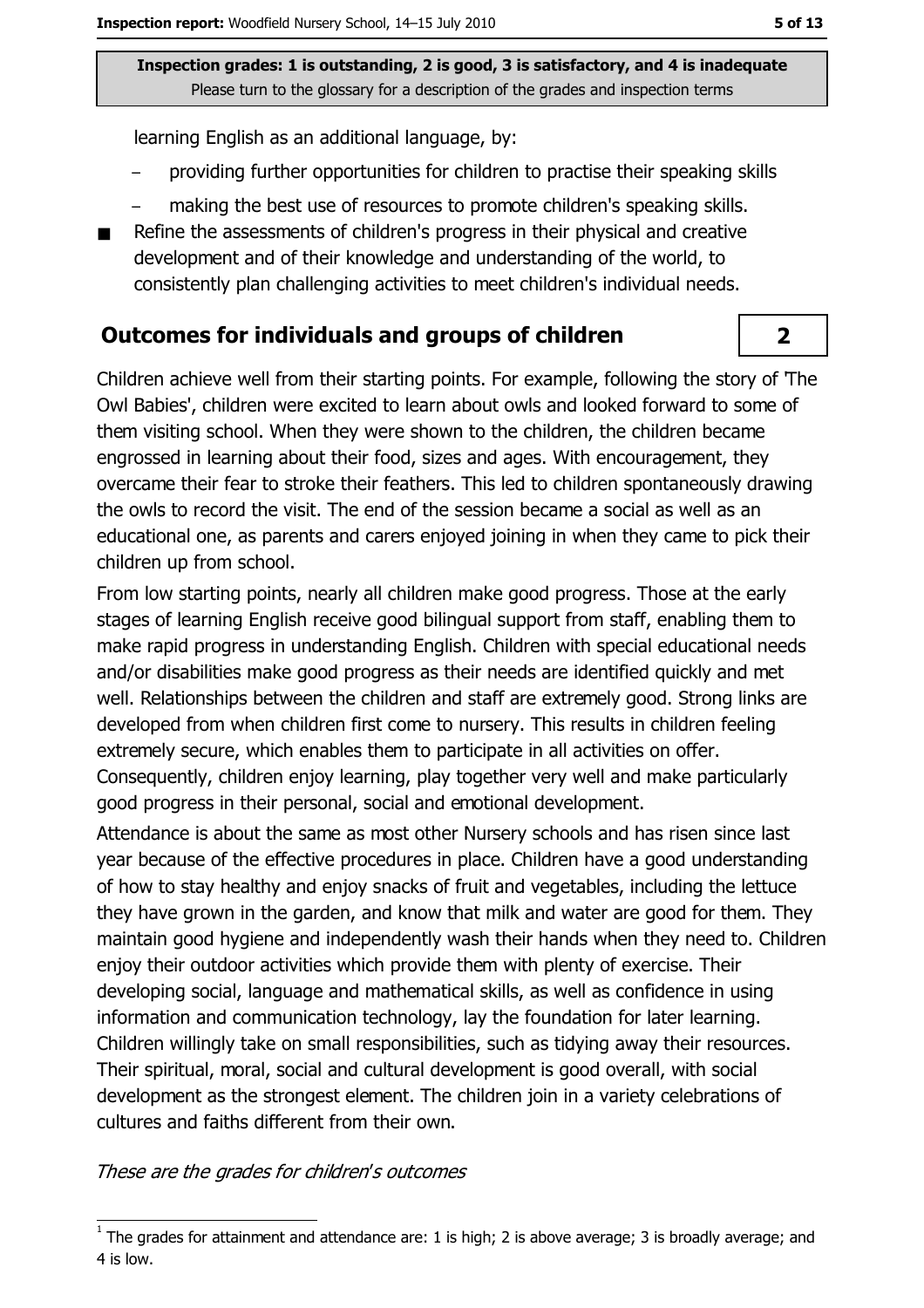learning English as an additional language, by:

- providing further opportunities for children to practise their speaking skills
- making the best use of resources to promote children's speaking skills.

- Refine the assessments of children's progress in their physical and creative development and of their knowledge and understanding of the world, to consistently plan challenging activities to meet children's individual needs.

## Outcomes for individuals and groups of children — 2

Children achieve well from their starting points. For example, following the story of 'The Owl Babies', children were excited to learn about owls and looked forward to some of them visiting school. When they were shown to the children, the children became engrossed in learning about their food, sizes and ages. With encouragement, they overcame their fear to stroke their feathers. This led to children spontaneously drawing the owls to record the visit. The end of the session became a social as well as an educational one, as parents and carers enjoyed joining in when they came to pick their children up from school.

From low starting points, nearly all children make good progress. Those at the early stages of learning English receive good bilingual support from staff, enabling them to make rapid progress in understanding English. Children with special educational needs and/or disabilities make good progress as their needs are identified quickly and met well. Relationships between the children and staff are extremely good. Strong links are developed from when children first come to nursery. This results in children feeling extremely secure, which enables them to participate in all activities on offer. Consequently, children enjoy learning, play together very well and make particularly good progress in their personal, social and emotional development.

Attendance is about the same as most other Nursery schools and has risen since last year because of the effective procedures in place. Children have a good understanding of how to stay healthy and enjoy snacks of fruit and vegetables, including the lettuce they have grown in the garden, and know that milk and water are good for them. They maintain good hygiene and independently wash their hands when they need to. Children enjoy their outdoor activities which provide them with plenty of exercise. Their developing social, language and mathematical skills, as well as confidence in using information and communication technology, lay the foundation for later learning. Children willingly take on small responsibilities, such as tidying away their resources. Their spiritual, moral, social and cultural development is good overall, with social development as the strongest element. The children join in a variety celebrations of cultures and faiths different from their own.

*These are the grades for children's outcomes*

[1] The grades for attainment and attendance are: 1 is high; 2 is above average; 3 is broadly average; and 4 is low.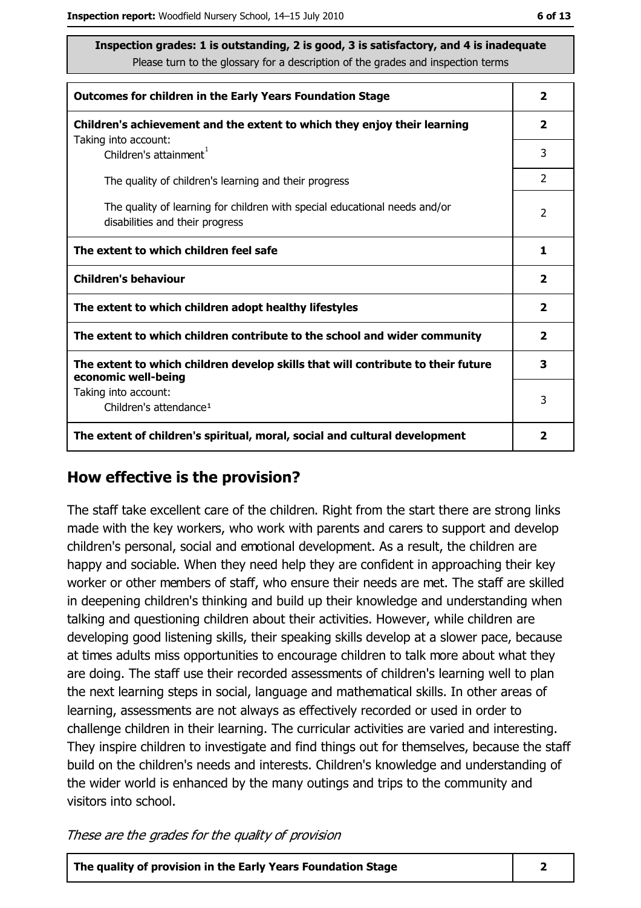**Inspection grades: 1 is outstanding, 2 is good, 3 is satisfactory, and 4 is inadequate**
Please turn to the glossary for a description of the grades and inspection terms

| | |
|---|---|
| **Outcomes for children in the Early Years Foundation Stage** | **2** |
| **Children's achievement and the extent to which they enjoy their learning**<br>Taking into account: | **2** |
| Children's attainment[1] | 3 |
| The quality of children's learning and their progress | 2 |
| The quality of learning for children with special educational needs and/or disabilities and their progress | 2 |
| **The extent to which children feel safe** | **1** |
| **Children's behaviour** | **2** |
| **The extent to which children adopt healthy lifestyles** | **2** |
| **The extent to which children contribute to the school and wider community** | **2** |
| **The extent to which children develop skills that will contribute to their future economic well-being** | **3** |
| Taking into account:<br>Children's attendance[1] | 3 |
| **The extent of children's spiritual, moral, social and cultural development** | **2** |

## How effective is the provision?

The staff take excellent care of the children. Right from the start there are strong links made with the key workers, who work with parents and carers to support and develop children's personal, social and emotional development. As a result, the children are happy and sociable. When they need help they are confident in approaching their key worker or other members of staff, who ensure their needs are met. The staff are skilled in deepening children's thinking and build up their knowledge and understanding when talking and questioning children about their activities. However, while children are developing good listening skills, their speaking skills develop at a slower pace, because at times adults miss opportunities to encourage children to talk more about what they are doing. The staff use their recorded assessments of children's learning well to plan the next learning steps in social, language and mathematical skills. In other areas of learning, assessments are not always as effectively recorded or used in order to challenge children in their learning. The curricular activities are varied and interesting. They inspire children to investigate and find things out for themselves, because the staff build on the children's needs and interests. Children's knowledge and understanding of the wider world is enhanced by the many outings and trips to the community and visitors into school.

*These are the grades for the quality of provision*

| | |
|---|---|
| **The quality of provision in the Early Years Foundation Stage** | **2** |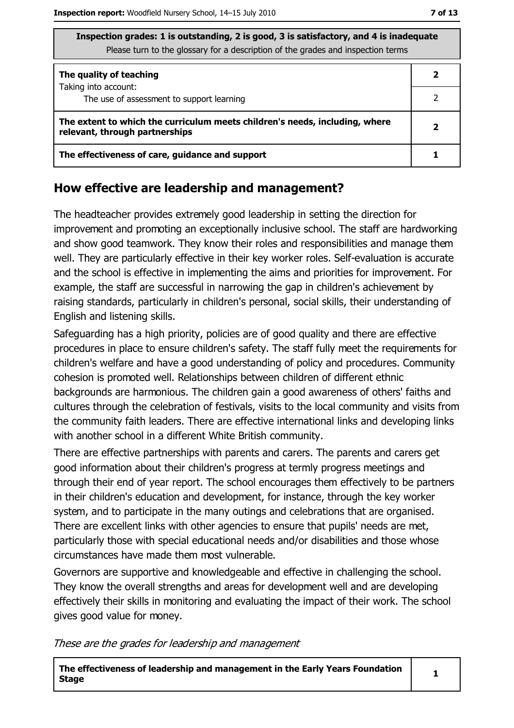| Inspection grades: 1 is outstanding, 2 is good, 3 is satisfactory, and 4 is inadequate<br>Please turn to the glossary for a description of the grades and inspection terms | |
|---|---|
| **The quality of teaching**<br>Taking into account: | **2** |
| The use of assessment to support learning | 2 |
| **The extent to which the curriculum meets children's needs, including, where relevant, through partnerships** | **2** |
| **The effectiveness of care, guidance and support** | **1** |

## How effective are leadership and management?

The headteacher provides extremely good leadership in setting the direction for improvement and promoting an exceptionally inclusive school. The staff are hardworking and show good teamwork. They know their roles and responsibilities and manage them well. They are particularly effective in their key worker roles. Self-evaluation is accurate and the school is effective in implementing the aims and priorities for improvement. For example, the staff are successful in narrowing the gap in children's achievement by raising standards, particularly in children's personal, social skills, their understanding of English and listening skills.

Safeguarding has a high priority, policies are of good quality and there are effective procedures in place to ensure children's safety. The staff fully meet the requirements for children's welfare and have a good understanding of policy and procedures. Community cohesion is promoted well. Relationships between children of different ethnic backgrounds are harmonious. The children gain a good awareness of others' faiths and cultures through the celebration of festivals, visits to the local community and visits from the community faith leaders. There are effective international links and developing links with another school in a different White British community.

There are effective partnerships with parents and carers. The parents and carers get good information about their children's progress at termly progress meetings and through their end of year report. The school encourages them effectively to be partners in their children's education and development, for instance, through the key worker system, and to participate in the many outings and celebrations that are organised. There are excellent links with other agencies to ensure that pupils' needs are met, particularly those with special educational needs and/or disabilities and those whose circumstances have made them most vulnerable.

Governors are supportive and knowledgeable and effective in challenging the school. They know the overall strengths and areas for development well and are developing effectively their skills in monitoring and evaluating the impact of their work. The school gives good value for money.

*These are the grades for leadership and management*

| | |
|---|---|
| **The effectiveness of leadership and management in the Early Years Foundation Stage** | **1** |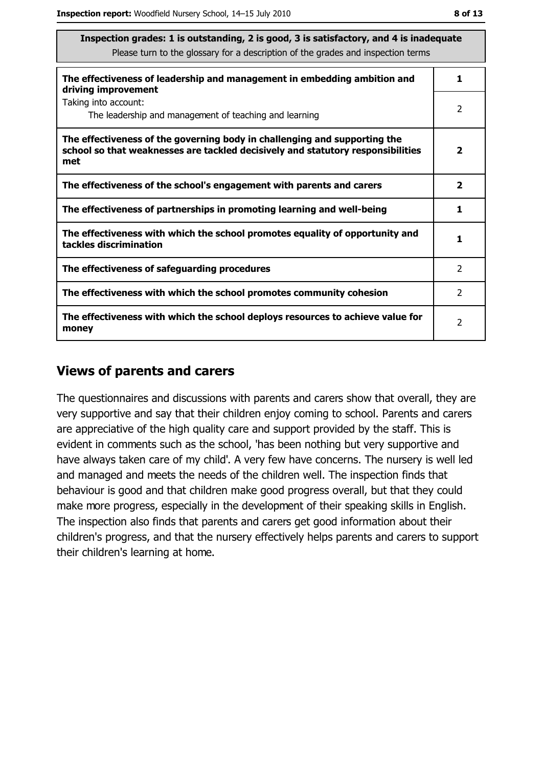| Inspection grades: 1 is outstanding, 2 is good, 3 is satisfactory, and 4 is inadequate<br>Please turn to the glossary for a description of the grades and inspection terms | |
|---|---|
| **The effectiveness of leadership and management in embedding ambition and driving improvement** | **1** |
| Taking into account:<br>The leadership and management of teaching and learning | 2 |
| **The effectiveness of the governing body in challenging and supporting the school so that weaknesses are tackled decisively and statutory responsibilities met** | **2** |
| **The effectiveness of the school's engagement with parents and carers** | **2** |
| **The effectiveness of partnerships in promoting learning and well-being** | **1** |
| **The effectiveness with which the school promotes equality of opportunity and tackles discrimination** | **1** |
| **The effectiveness of safeguarding procedures** | 2 |
| **The effectiveness with which the school promotes community cohesion** | 2 |
| **The effectiveness with which the school deploys resources to achieve value for money** | 2 |

## Views of parents and carers

The questionnaires and discussions with parents and carers show that overall, they are very supportive and say that their children enjoy coming to school. Parents and carers are appreciative of the high quality care and support provided by the staff. This is evident in comments such as the school, 'has been nothing but very supportive and have always taken care of my child'. A very few have concerns. The nursery is well led and managed and meets the needs of the children well. The inspection finds that behaviour is good and that children make good progress overall, but that they could make more progress, especially in the development of their speaking skills in English. The inspection also finds that parents and carers get good information about their children's progress, and that the nursery effectively helps parents and carers to support their children's learning at home.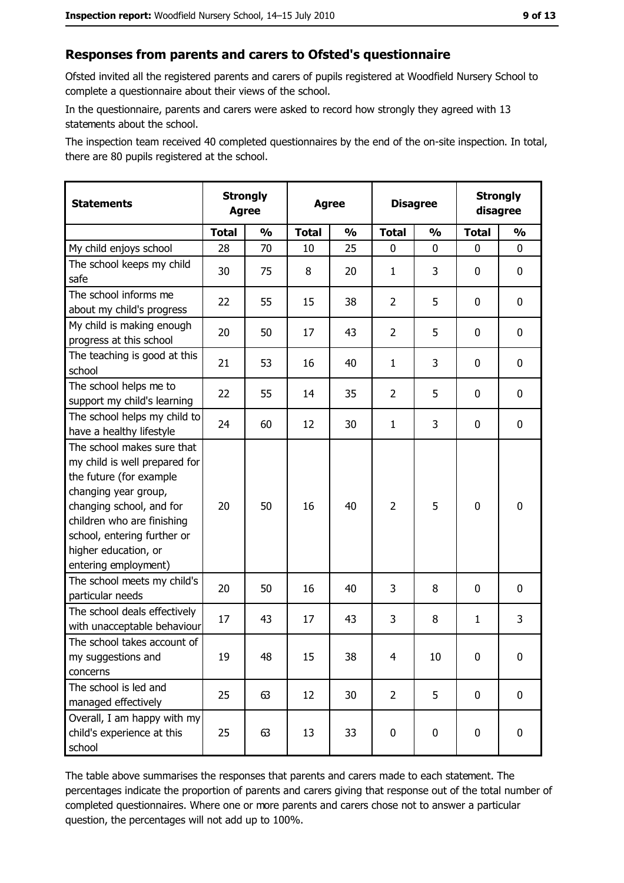## Responses from parents and carers to Ofsted's questionnaire

Ofsted invited all the registered parents and carers of pupils registered at Woodfield Nursery School to complete a questionnaire about their views of the school.

In the questionnaire, parents and carers were asked to record how strongly they agreed with 13 statements about the school.

The inspection team received 40 completed questionnaires by the end of the on-site inspection. In total, there are 80 pupils registered at the school.

| Statements | Strongly Agree | | Agree | | Disagree | | Strongly disagree | |
|---|---|---|---|---|---|---|---|---|
| | Total | % | Total | % | Total | % | Total | % |
| My child enjoys school | 28 | 70 | 10 | 25 | 0 | 0 | 0 | 0 |
| The school keeps my child safe | 30 | 75 | 8 | 20 | 1 | 3 | 0 | 0 |
| The school informs me about my child's progress | 22 | 55 | 15 | 38 | 2 | 5 | 0 | 0 |
| My child is making enough progress at this school | 20 | 50 | 17 | 43 | 2 | 5 | 0 | 0 |
| The teaching is good at this school | 21 | 53 | 16 | 40 | 1 | 3 | 0 | 0 |
| The school helps me to support my child's learning | 22 | 55 | 14 | 35 | 2 | 5 | 0 | 0 |
| The school helps my child to have a healthy lifestyle | 24 | 60 | 12 | 30 | 1 | 3 | 0 | 0 |
| The school makes sure that my child is well prepared for the future (for example changing year group, changing school, and for children who are finishing school, entering further or higher education, or entering employment) | 20 | 50 | 16 | 40 | 2 | 5 | 0 | 0 |
| The school meets my child's particular needs | 20 | 50 | 16 | 40 | 3 | 8 | 0 | 0 |
| The school deals effectively with unacceptable behaviour | 17 | 43 | 17 | 43 | 3 | 8 | 1 | 3 |
| The school takes account of my suggestions and concerns | 19 | 48 | 15 | 38 | 4 | 10 | 0 | 0 |
| The school is led and managed effectively | 25 | 63 | 12 | 30 | 2 | 5 | 0 | 0 |
| Overall, I am happy with my child's experience at this school | 25 | 63 | 13 | 33 | 0 | 0 | 0 | 0 |

The table above summarises the responses that parents and carers made to each statement. The percentages indicate the proportion of parents and carers giving that response out of the total number of completed questionnaires. Where one or more parents and carers chose not to answer a particular question, the percentages will not add up to 100%.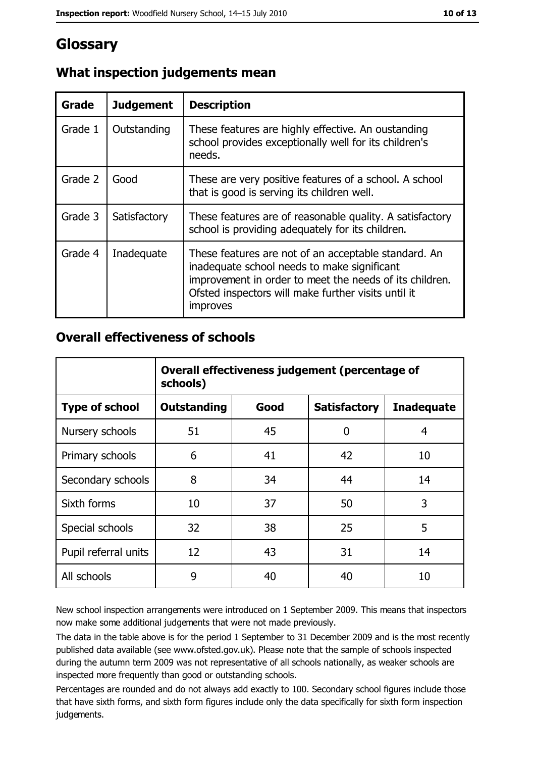# Glossary

## What inspection judgements mean

| Grade | Judgement | Description |
|---|---|---|
| Grade 1 | Outstanding | These features are highly effective. An oustanding school provides exceptionally well for its children's needs. |
| Grade 2 | Good | These are very positive features of a school. A school that is good is serving its children well. |
| Grade 3 | Satisfactory | These features are of reasonable quality. A satisfactory school is providing adequately for its children. |
| Grade 4 | Inadequate | These features are not of an acceptable standard. An inadequate school needs to make significant improvement in order to meet the needs of its children. Ofsted inspectors will make further visits until it improves |

## Overall effectiveness of schools

| | Overall effectiveness judgement (percentage of schools) | | | |
|---|---|---|---|---|
| **Type of school** | **Outstanding** | **Good** | **Satisfactory** | **Inadequate** |
| Nursery schools | 51 | 45 | 0 | 4 |
| Primary schools | 6 | 41 | 42 | 10 |
| Secondary schools | 8 | 34 | 44 | 14 |
| Sixth forms | 10 | 37 | 50 | 3 |
| Special schools | 32 | 38 | 25 | 5 |
| Pupil referral units | 12 | 43 | 31 | 14 |
| All schools | 9 | 40 | 40 | 10 |

New school inspection arrangements were introduced on 1 September 2009. This means that inspectors now make some additional judgements that were not made previously.

The data in the table above is for the period 1 September to 31 December 2009 and is the most recently published data available (see www.ofsted.gov.uk). Please note that the sample of schools inspected during the autumn term 2009 was not representative of all schools nationally, as weaker schools are inspected more frequently than good or outstanding schools.

Percentages are rounded and do not always add exactly to 100. Secondary school figures include those that have sixth forms, and sixth form figures include only the data specifically for sixth form inspection judgements.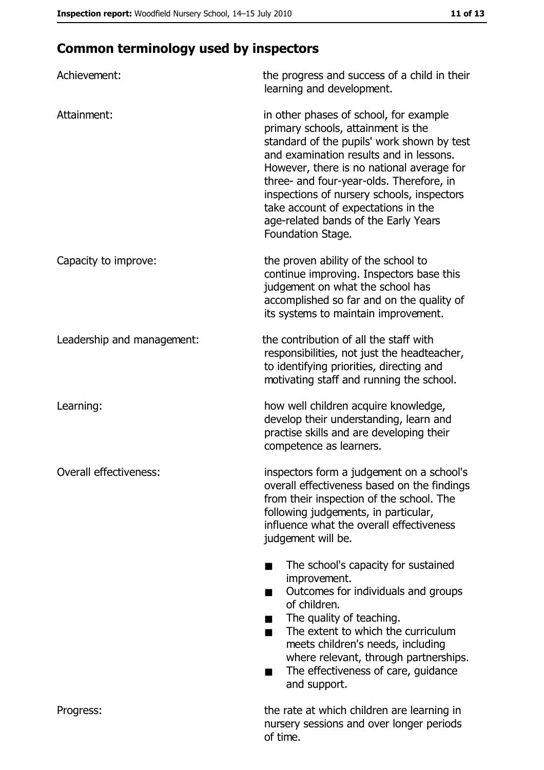## Common terminology used by inspectors

**Achievement:** the progress and success of a child in their learning and development.

**Attainment:** in other phases of school, for example primary schools, attainment is the standard of the pupils' work shown by test and examination results and in lessons. However, there is no national average for three- and four-year-olds. Therefore, in inspections of nursery schools, inspectors take account of expectations in the age-related bands of the Early Years Foundation Stage.

**Capacity to improve:** the proven ability of the school to continue improving. Inspectors base this judgement on what the school has accomplished so far and on the quality of its systems to maintain improvement.

**Leadership and management:** the contribution of all the staff with responsibilities, not just the headteacher, to identifying priorities, directing and motivating staff and running the school.

**Learning:** how well children acquire knowledge, develop their understanding, learn and practise skills and are developing their competence as learners.

**Overall effectiveness:** inspectors form a judgement on a school's overall effectiveness based on the findings from their inspection of the school. The following judgements, in particular, influence what the overall effectiveness judgement will be.

- The school's capacity for sustained improvement.
- Outcomes for individuals and groups of children.
- The quality of teaching.
- The extent to which the curriculum meets children's needs, including where relevant, through partnerships.
- The effectiveness of care, guidance and support.

**Progress:** the rate at which children are learning in nursery sessions and over longer periods of time.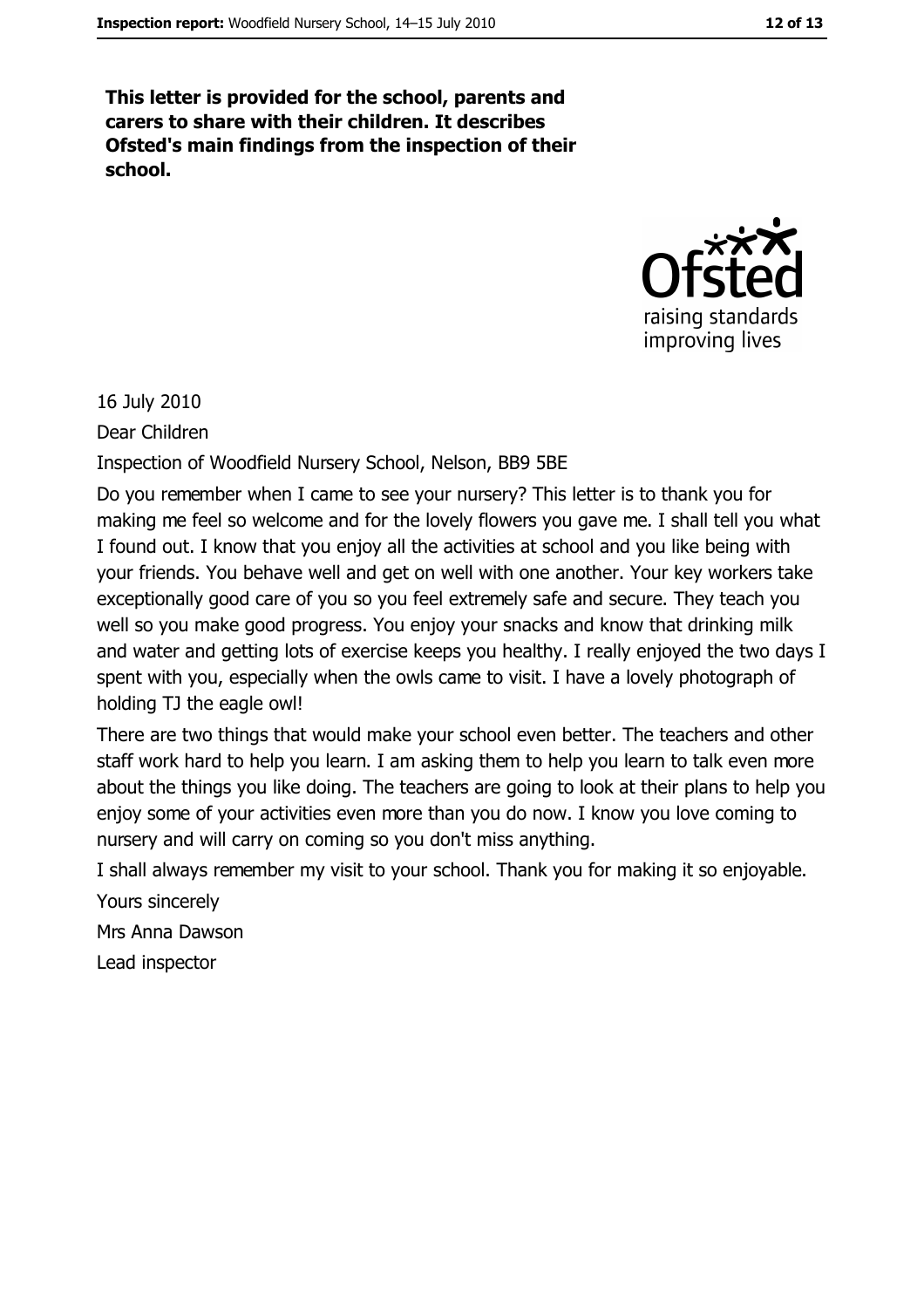**This letter is provided for the school, parents and carers to share with their children. It describes Ofsted's main findings from the inspection of their school.**

16 July 2010

Dear Children

Inspection of Woodfield Nursery School, Nelson, BB9 5BE

Do you remember when I came to see your nursery? This letter is to thank you for making me feel so welcome and for the lovely flowers you gave me. I shall tell you what I found out. I know that you enjoy all the activities at school and you like being with your friends. You behave well and get on well with one another. Your key workers take exceptionally good care of you so you feel extremely safe and secure. They teach you well so you make good progress. You enjoy your snacks and know that drinking milk and water and getting lots of exercise keeps you healthy. I really enjoyed the two days I spent with you, especially when the owls came to visit. I have a lovely photograph of holding TJ the eagle owl!

There are two things that would make your school even better. The teachers and other staff work hard to help you learn. I am asking them to help you learn to talk even more about the things you like doing. The teachers are going to look at their plans to help you enjoy some of your activities even more than you do now. I know you love coming to nursery and will carry on coming so you don't miss anything.

I shall always remember my visit to your school. Thank you for making it so enjoyable.

Yours sincerely

Mrs Anna Dawson

Lead inspector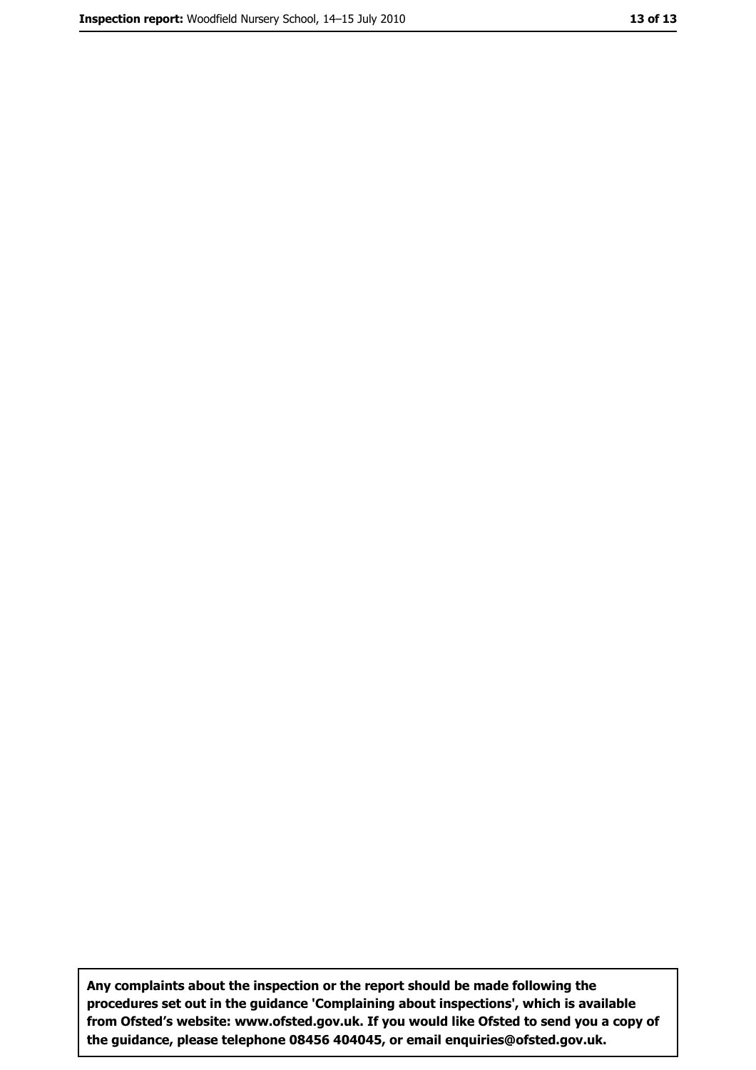**Any complaints about the inspection or the report should be made following the procedures set out in the guidance 'Complaining about inspections', which is available from Ofsted's website: www.ofsted.gov.uk. If you would like Ofsted to send you a copy of the guidance, please telephone 08456 404045, or email enquiries@ofsted.gov.uk.**